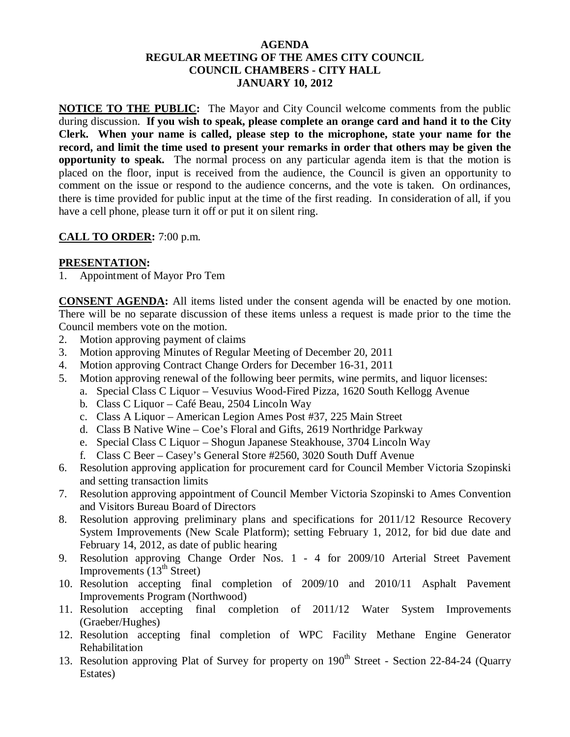**AGENDA**
**REGULAR MEETING OF THE AMES CITY COUNCIL**
**COUNCIL CHAMBERS - CITY HALL**
**JANUARY 10, 2012**

**NOTICE TO THE PUBLIC:** The Mayor and City Council welcome comments from the public during discussion. **If you wish to speak, please complete an orange card and hand it to the City Clerk. When your name is called, please step to the microphone, state your name for the record, and limit the time used to present your remarks in order that others may be given the opportunity to speak.** The normal process on any particular agenda item is that the motion is placed on the floor, input is received from the audience, the Council is given an opportunity to comment on the issue or respond to the audience concerns, and the vote is taken. On ordinances, there is time provided for public input at the time of the first reading. In consideration of all, if you have a cell phone, please turn it off or put it on silent ring.

**CALL TO ORDER:** 7:00 p.m.

**PRESENTATION:**

1. Appointment of Mayor Pro Tem

**CONSENT AGENDA:** All items listed under the consent agenda will be enacted by one motion. There will be no separate discussion of these items unless a request is made prior to the time the Council members vote on the motion.

2. Motion approving payment of claims
3. Motion approving Minutes of Regular Meeting of December 20, 2011
4. Motion approving Contract Change Orders for December 16-31, 2011
5. Motion approving renewal of the following beer permits, wine permits, and liquor licenses:
    a. Special Class C Liquor – Vesuvius Wood-Fired Pizza, 1620 South Kellogg Avenue
    b. Class C Liquor – Café Beau, 2504 Lincoln Way
    c. Class A Liquor – American Legion Ames Post #37, 225 Main Street
    d. Class B Native Wine – Coe's Floral and Gifts, 2619 Northridge Parkway
    e. Special Class C Liquor – Shogun Japanese Steakhouse, 3704 Lincoln Way
    f. Class C Beer – Casey's General Store #2560, 3020 South Duff Avenue
6. Resolution approving application for procurement card for Council Member Victoria Szopinski and setting transaction limits
7. Resolution approving appointment of Council Member Victoria Szopinski to Ames Convention and Visitors Bureau Board of Directors
8. Resolution approving preliminary plans and specifications for 2011/12 Resource Recovery System Improvements (New Scale Platform); setting February 1, 2012, for bid due date and February 14, 2012, as date of public hearing
9. Resolution approving Change Order Nos. 1 - 4 for 2009/10 Arterial Street Pavement Improvements (13th Street)
10. Resolution accepting final completion of 2009/10 and 2010/11 Asphalt Pavement Improvements Program (Northwood)
11. Resolution accepting final completion of 2011/12 Water System Improvements (Graeber/Hughes)
12. Resolution accepting final completion of WPC Facility Methane Engine Generator Rehabilitation
13. Resolution approving Plat of Survey for property on 190th Street - Section 22-84-24 (Quarry Estates)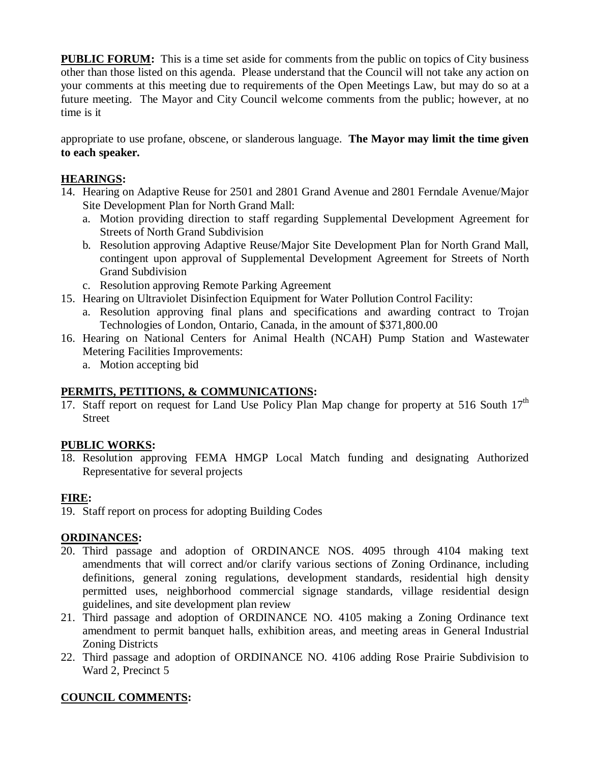**PUBLIC FORUM:** This is a time set aside for comments from the public on topics of City business other than those listed on this agenda. Please understand that the Council will not take any action on your comments at this meeting due to requirements of the Open Meetings Law, but may do so at a future meeting. The Mayor and City Council welcome comments from the public; however, at no time is it

appropriate to use profane, obscene, or slanderous language. **The Mayor may limit the time given to each speaker.**

**HEARINGS:**

14. Hearing on Adaptive Reuse for 2501 and 2801 Grand Avenue and 2801 Ferndale Avenue/Major Site Development Plan for North Grand Mall:
    a. Motion providing direction to staff regarding Supplemental Development Agreement for Streets of North Grand Subdivision
    b. Resolution approving Adaptive Reuse/Major Site Development Plan for North Grand Mall, contingent upon approval of Supplemental Development Agreement for Streets of North Grand Subdivision
    c. Resolution approving Remote Parking Agreement
15. Hearing on Ultraviolet Disinfection Equipment for Water Pollution Control Facility:
    a. Resolution approving final plans and specifications and awarding contract to Trojan Technologies of London, Ontario, Canada, in the amount of $371,800.00
16. Hearing on National Centers for Animal Health (NCAH) Pump Station and Wastewater Metering Facilities Improvements:
    a. Motion accepting bid

**PERMITS, PETITIONS, & COMMUNICATIONS:**

17. Staff report on request for Land Use Policy Plan Map change for property at 516 South 17th Street

**PUBLIC WORKS:**

18. Resolution approving FEMA HMGP Local Match funding and designating Authorized Representative for several projects

**FIRE:**

19. Staff report on process for adopting Building Codes

**ORDINANCES:**

20. Third passage and adoption of ORDINANCE NOS. 4095 through 4104 making text amendments that will correct and/or clarify various sections of Zoning Ordinance, including definitions, general zoning regulations, development standards, residential high density permitted uses, neighborhood commercial signage standards, village residential design guidelines, and site development plan review
21. Third passage and adoption of ORDINANCE NO. 4105 making a Zoning Ordinance text amendment to permit banquet halls, exhibition areas, and meeting areas in General Industrial Zoning Districts
22. Third passage and adoption of ORDINANCE NO. 4106 adding Rose Prairie Subdivision to Ward 2, Precinct 5

**COUNCIL COMMENTS:**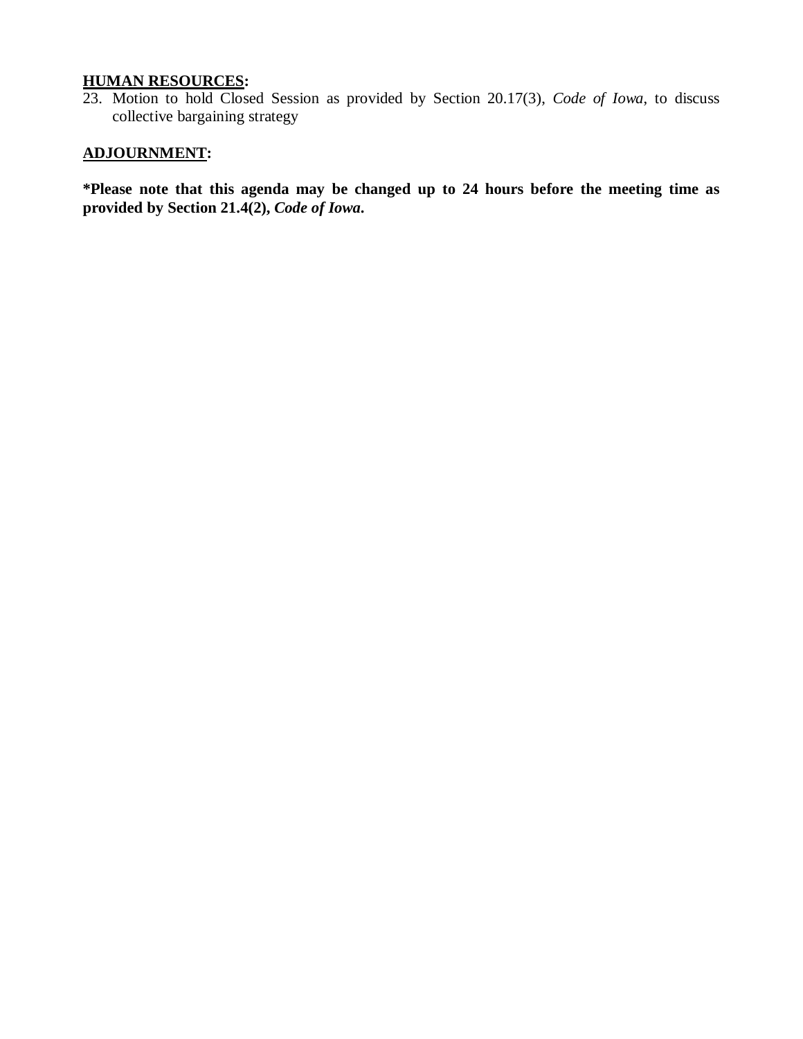**HUMAN RESOURCES:**

23. Motion to hold Closed Session as provided by Section 20.17(3), *Code of Iowa*, to discuss collective bargaining strategy

**ADJOURNMENT:**

**\*Please note that this agenda may be changed up to 24 hours before the meeting time as provided by Section 21.4(2), *Code of Iowa*.**